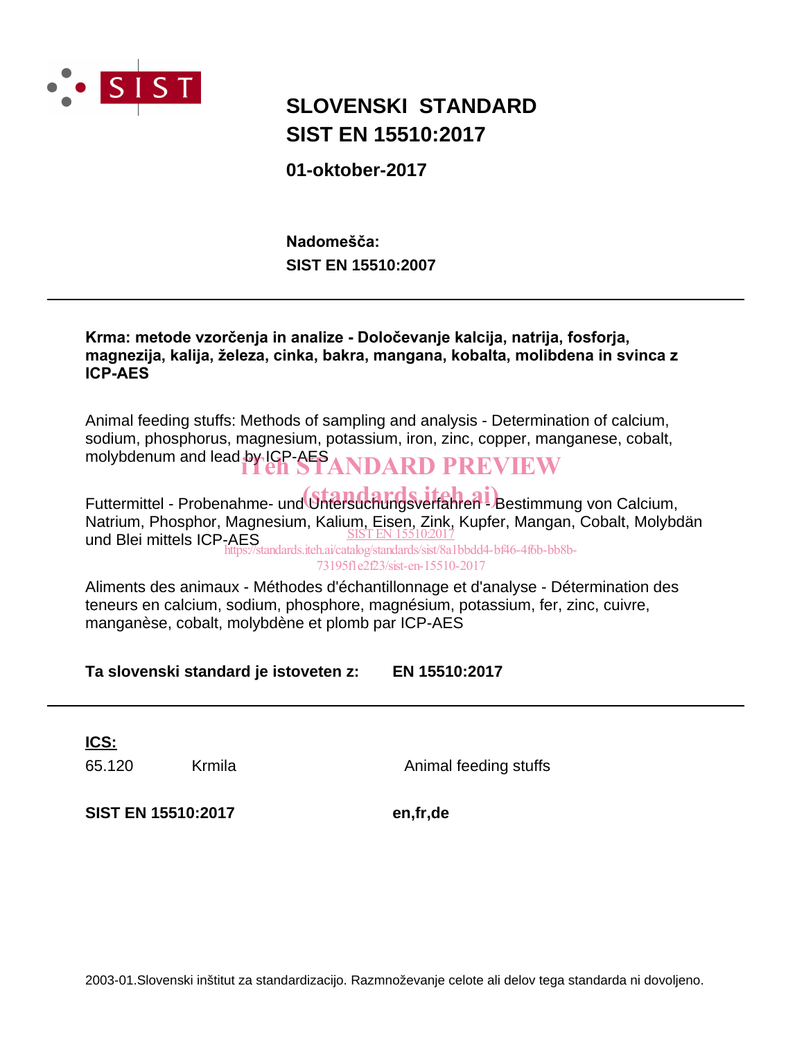# SLOVENSKI STANDARD
# SIST EN 15510:2017

**01-oktober-2017**

**Nadomešča:**
**SIST EN 15510:2007**

---

**Krma: metode vzorčenja in analize - Določevanje kalcija, natrija, fosforja, magnezija, kalija, železa, cinka, bakra, mangana, kobalta, molibdena in svinca z ICP-AES**

Animal feeding stuffs: Methods of sampling and analysis - Determination of calcium, sodium, phosphorus, magnesium, potassium, iron, zinc, copper, manganese, cobalt, molybdenum and lead by ICP-AES

Futtermittel - Probenahme- und Untersuchungsverfahren - Bestimmung von Calcium, Natrium, Phosphor, Magnesium, Kalium, Eisen, Zink, Kupfer, Mangan, Cobalt, Molybdän und Blei mittels ICP-AES

Aliments des animaux - Méthodes d'échantillonnage et d'analyse - Détermination des teneurs en calcium, sodium, phosphore, magnésium, potassium, fer, zinc, cuivre, manganèse, cobalt, molybdène et plomb par ICP-AES

**Ta slovenski standard je istoveten z: EN 15510:2017**

---

**ICS:**

| | | |
|---|---|---|
| 65.120 | Krmila | Animal feeding stuffs |

**SIST EN 15510:2017** **en,fr,de**

2003-01.Slovenski inštitut za standardizacijo. Razmnoževanje celote ali delov tega standarda ni dovoljeno.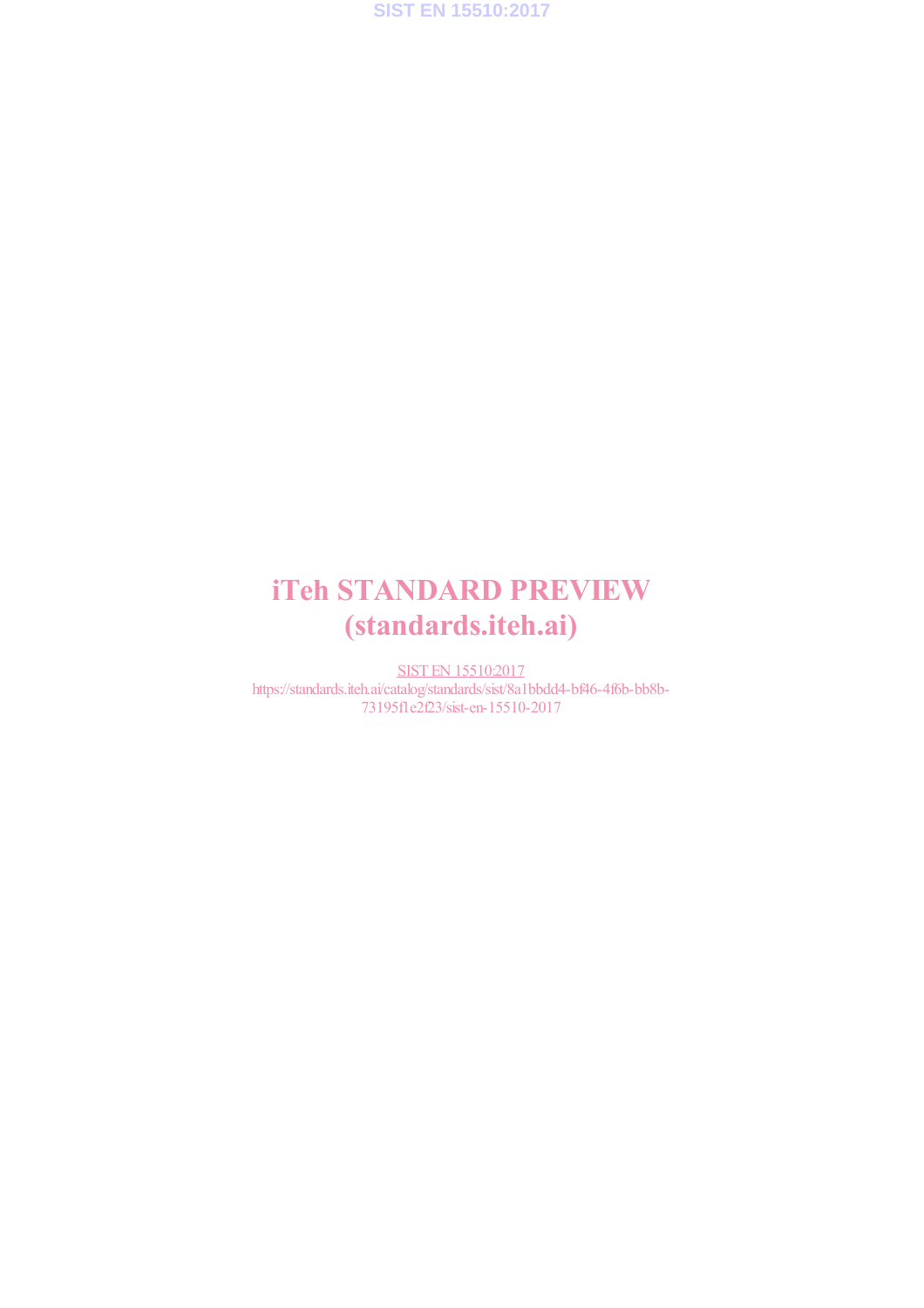# iTeh STANDARD PREVIEW
# (standards.iteh.ai)

SIST EN 15510:2017
https://standards.iteh.ai/catalog/standards/sist/8a1bbdd4-bf46-4f6b-bb8b-73195f1e2f23/sist-en-15510-2017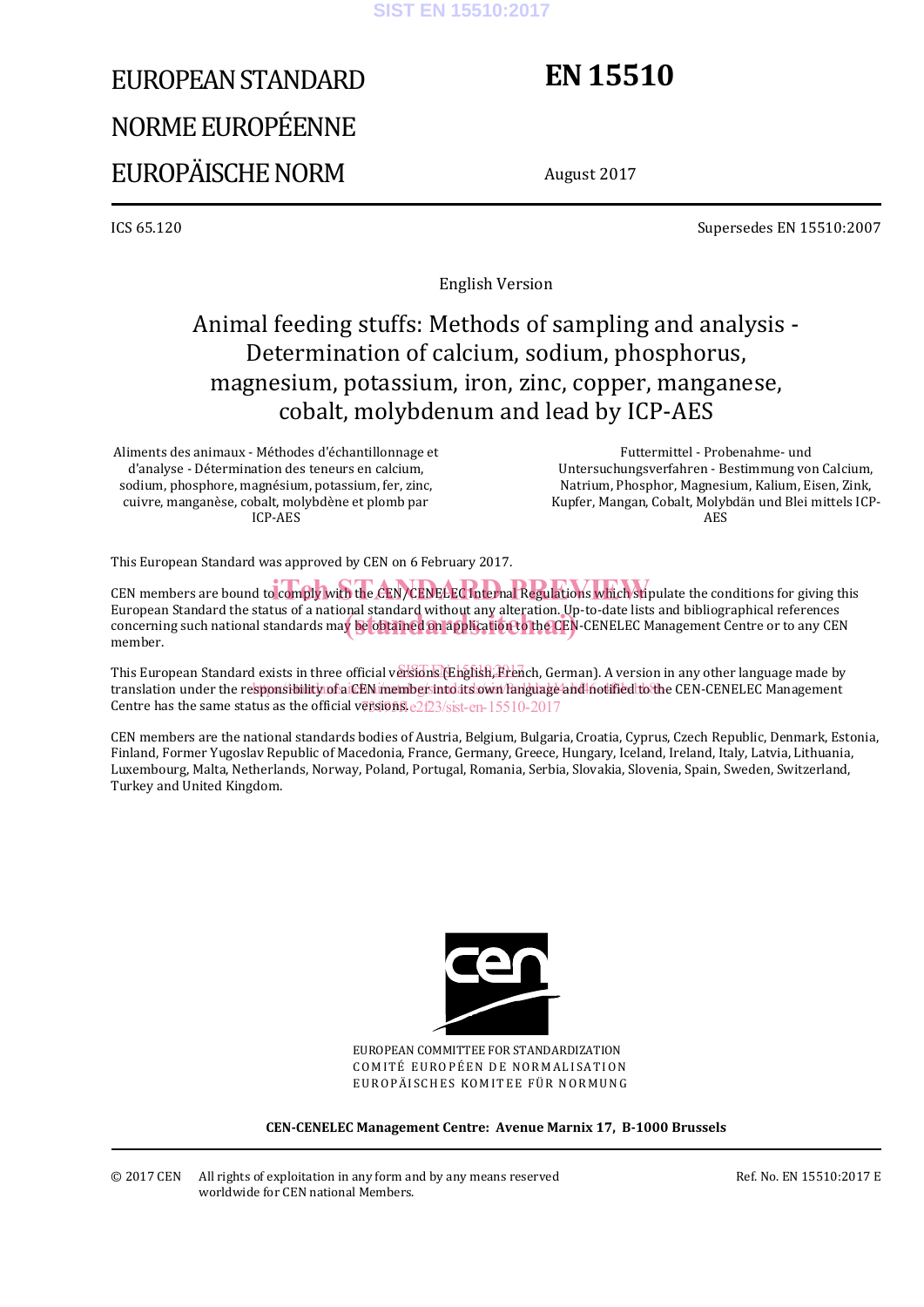# EUROPEAN STANDARD
# NORME EUROPÉENNE
# EUROPÄISCHE NORM

# EN 15510

August 2017

ICS 65.120

Supersedes EN 15510:2007

English Version

## Animal feeding stuffs: Methods of sampling and analysis - Determination of calcium, sodium, phosphorus, magnesium, potassium, iron, zinc, copper, manganese, cobalt, molybdenum and lead by ICP-AES

Aliments des animaux - Méthodes d'échantillonnage et d'analyse - Détermination des teneurs en calcium, sodium, phosphore, magnésium, potassium, fer, zinc, cuivre, manganèse, cobalt, molybdène et plomb par ICP-AES

Futtermittel - Probenahme- und Untersuchungsverfahren - Bestimmung von Calcium, Natrium, Phosphor, Magnesium, Kalium, Eisen, Zink, Kupfer, Mangan, Cobalt, Molybdän und Blei mittels ICP-AES

This European Standard was approved by CEN on 6 February 2017.

CEN members are bound to comply with the CEN/CENELEC Internal Regulations which stipulate the conditions for giving this European Standard the status of a national standard without any alteration. Up-to-date lists and bibliographical references concerning such national standards may be obtained on application to the CEN-CENELEC Management Centre or to any CEN member.

This European Standard exists in three official versions (English, French, German). A version in any other language made by translation under the responsibility of a CEN member into its own language and notified to the CEN-CENELEC Management Centre has the same status as the official versions.

CEN members are the national standards bodies of Austria, Belgium, Bulgaria, Croatia, Cyprus, Czech Republic, Denmark, Estonia, Finland, Former Yugoslav Republic of Macedonia, France, Germany, Greece, Hungary, Iceland, Ireland, Italy, Latvia, Lithuania, Luxembourg, Malta, Netherlands, Norway, Poland, Portugal, Romania, Serbia, Slovakia, Slovenia, Spain, Sweden, Switzerland, Turkey and United Kingdom.

EUROPEAN COMMITTEE FOR STANDARDIZATION
COMITÉ EUROPÉEN DE NORMALISATION
EUROPÄISCHES KOMITEE FÜR NORMUNG

**CEN-CENELEC Management Centre: Avenue Marnix 17, B-1000 Brussels**

© 2017 CEN All rights of exploitation in any form and by any means reserved worldwide for CEN national Members.

Ref. No. EN 15510:2017 E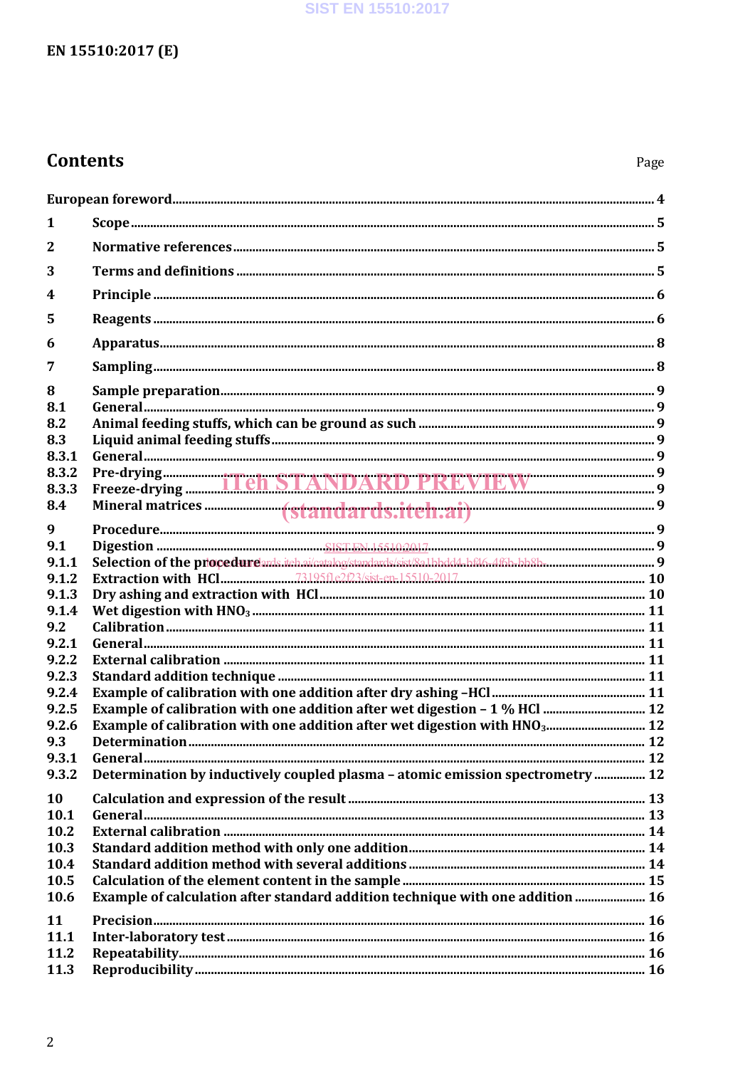# Contents

Page

European foreword ... 4

1 Scope ... 5

2 Normative references ... 5

3 Terms and definitions ... 5

4 Principle ... 6

5 Reagents ... 6

6 Apparatus ... 8

7 Sampling ... 8

8 Sample preparation ... 9

8.1 General ... 9

8.2 Animal feeding stuffs, which can be ground as such ... 9

8.3 Liquid animal feeding stuffs ... 9

8.3.1 General ... 9

8.3.2 Pre-drying ... 9

8.3.3 Freeze-drying ... 9

8.4 Mineral matrices ... 9

9 Procedure ... 9

9.1 Digestion ... 9

9.1.1 Selection of the procedure ... 9

9.1.2 Extraction with HCl ... 10

9.1.3 Dry ashing and extraction with HCl ... 10

9.1.4 Wet digestion with $HNO_3$ ... 11

9.2 Calibration ... 11

9.2.1 General ... 11

9.2.2 External calibration ... 11

9.2.3 Standard addition technique ... 11

9.2.4 Example of calibration with one addition after dry ashing –HCl ... 11

9.2.5 Example of calibration with one addition after wet digestion – 1 % HCl ... 12

9.2.6 Example of calibration with one addition after wet digestion with $HNO_3$ ... 12

9.3 Determination ... 12

9.3.1 General ... 12

9.3.2 Determination by inductively coupled plasma – atomic emission spectrometry ... 12

10 Calculation and expression of the result ... 13

10.1 General ... 13

10.2 External calibration ... 14

10.3 Standard addition method with only one addition ... 14

10.4 Standard addition method with several additions ... 14

10.5 Calculation of the element content in the sample ... 15

10.6 Example of calculation after standard addition technique with one addition ... 16

11 Precision ... 16

11.1 Inter-laboratory test ... 16

11.2 Repeatability ... 16

11.3 Reproducibility ... 16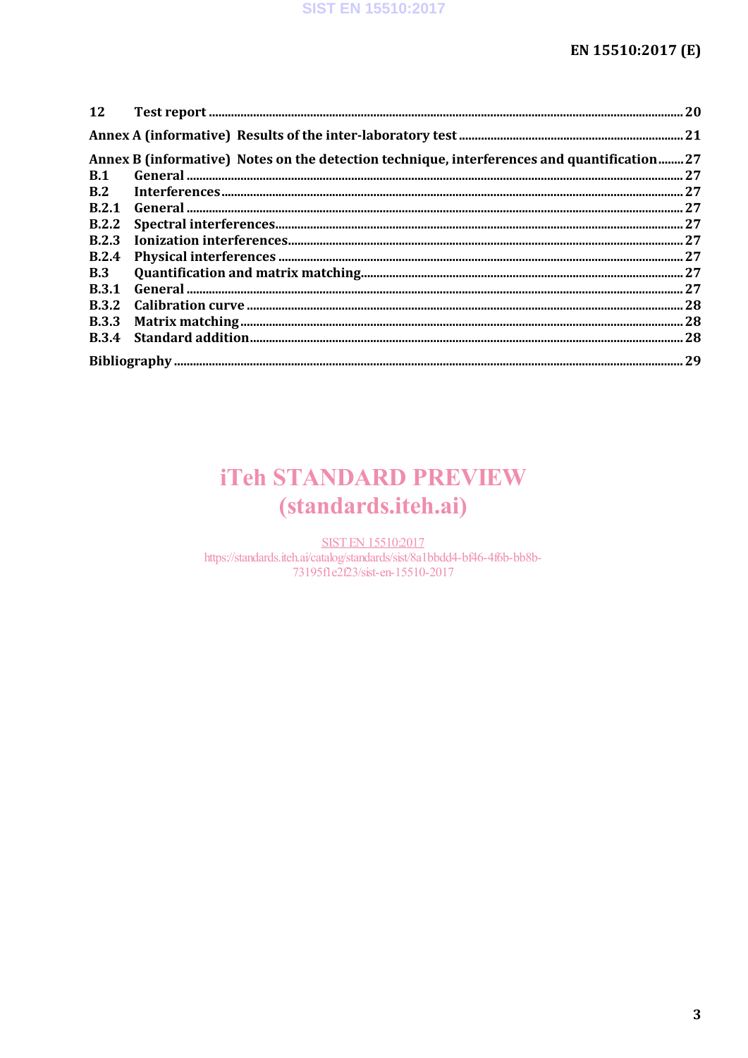12 Test report ........ 20

Annex A (informative) Results of the inter-laboratory test ........ 21

Annex B (informative) Notes on the detection technique, interferences and quantification ........ 27

B.1 General ........ 27

B.2 Interferences ........ 27

B.2.1 General ........ 27

B.2.2 Spectral interferences ........ 27

B.2.3 Ionization interferences ........ 27

B.2.4 Physical interferences ........ 27

B.3 Quantification and matrix matching ........ 27

B.3.1 General ........ 27

B.3.2 Calibration curve ........ 28

B.3.3 Matrix matching ........ 28

B.3.4 Standard addition ........ 28

Bibliography ........ 29

iTeh STANDARD PREVIEW
(standards.iteh.ai)

SIST EN 15510:2017
https://standards.iteh.ai/catalog/standards/sist/8a1bbdd4-bf46-4f6b-bb8b-73195f1e2f23/sist-en-15510-2017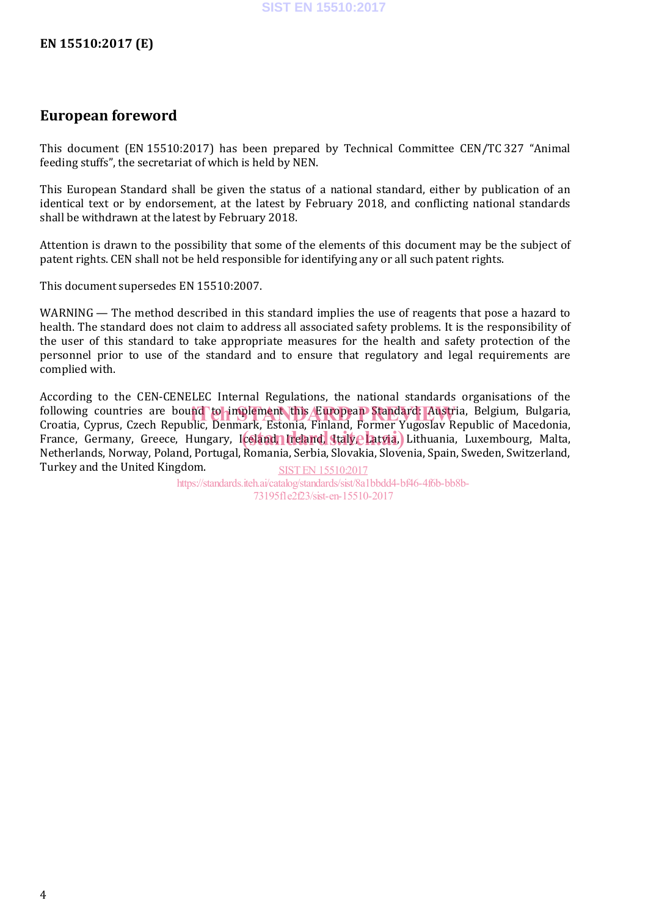# European foreword

This document (EN 15510:2017) has been prepared by Technical Committee CEN/TC 327 “Animal feeding stuffs”, the secretariat of which is held by NEN.

This European Standard shall be given the status of a national standard, either by publication of an identical text or by endorsement, at the latest by February 2018, and conflicting national standards shall be withdrawn at the latest by February 2018.

Attention is drawn to the possibility that some of the elements of this document may be the subject of patent rights. CEN shall not be held responsible for identifying any or all such patent rights.

This document supersedes EN 15510:2007.

WARNING — The method described in this standard implies the use of reagents that pose a hazard to health. The standard does not claim to address all associated safety problems. It is the responsibility of the user of this standard to take appropriate measures for the health and safety protection of the personnel prior to use of the standard and to ensure that regulatory and legal requirements are complied with.

According to the CEN-CENELEC Internal Regulations, the national standards organisations of the following countries are bound to implement this European Standard: Austria, Belgium, Bulgaria, Croatia, Cyprus, Czech Republic, Denmark, Estonia, Finland, Former Yugoslav Republic of Macedonia, France, Germany, Greece, Hungary, Iceland, Ireland, Italy, Latvia, Lithuania, Luxembourg, Malta, Netherlands, Norway, Poland, Portugal, Romania, Serbia, Slovakia, Slovenia, Spain, Sweden, Switzerland, Turkey and the United Kingdom.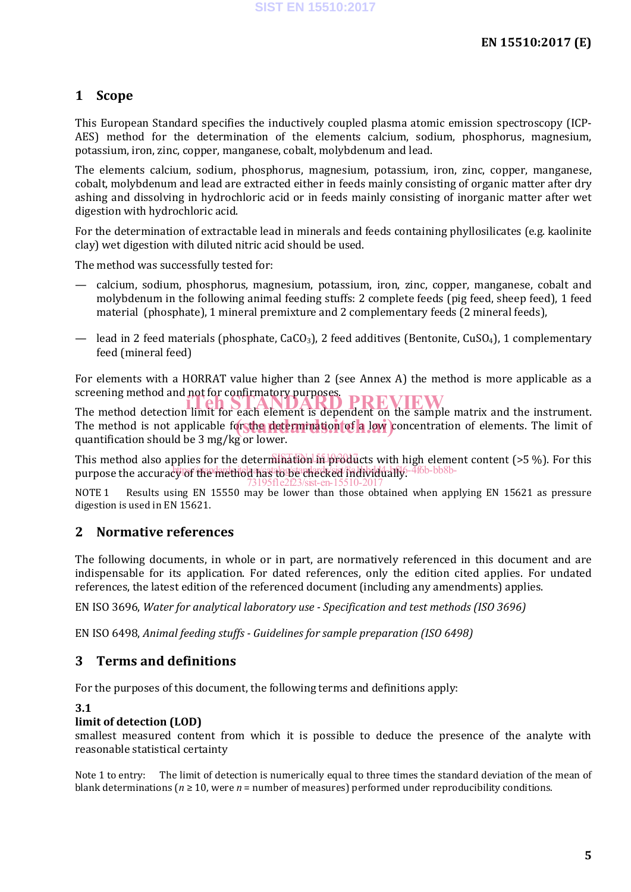## 1 Scope

This European Standard specifies the inductively coupled plasma atomic emission spectroscopy (ICP-AES) method for the determination of the elements calcium, sodium, phosphorus, magnesium, potassium, iron, zinc, copper, manganese, cobalt, molybdenum and lead.

The elements calcium, sodium, phosphorus, magnesium, potassium, iron, zinc, copper, manganese, cobalt, molybdenum and lead are extracted either in feeds mainly consisting of organic matter after dry ashing and dissolving in hydrochloric acid or in feeds mainly consisting of inorganic matter after wet digestion with hydrochloric acid.

For the determination of extractable lead in minerals and feeds containing phyllosilicates (e.g. kaolinite clay) wet digestion with diluted nitric acid should be used.

The method was successfully tested for:

— calcium, sodium, phosphorus, magnesium, potassium, iron, zinc, copper, manganese, cobalt and molybdenum in the following animal feeding stuffs: 2 complete feeds (pig feed, sheep feed), 1 feed material (phosphate), 1 mineral premixture and 2 complementary feeds (2 mineral feeds),

— lead in 2 feed materials (phosphate, $CaCO_3$), 2 feed additives (Bentonite, $CuSO_4$), 1 complementary feed (mineral feed)

For elements with a HORRAT value higher than 2 (see Annex A) the method is more applicable as a screening method and not for confirmatory purposes.

The method detection limit for each element is dependent on the sample matrix and the instrument. The method is not applicable for the determination of a low concentration of elements. The limit of quantification should be 3 mg/kg or lower.

This method also applies for the determination in products with high element content (>5 %). For this purpose the accuracy of the method has to be checked individually.

NOTE 1 Results using EN 15550 may be lower than those obtained when applying EN 15621 as pressure digestion is used in EN 15621.

## 2 Normative references

The following documents, in whole or in part, are normatively referenced in this document and are indispensable for its application. For dated references, only the edition cited applies. For undated references, the latest edition of the referenced document (including any amendments) applies.

EN ISO 3696, *Water for analytical laboratory use - Specification and test methods (ISO 3696)*

EN ISO 6498, *Animal feeding stuffs - Guidelines for sample preparation (ISO 6498)*

## 3 Terms and definitions

For the purposes of this document, the following terms and definitions apply:

**3.1**
**limit of detection (LOD)**
smallest measured content from which it is possible to deduce the presence of the analyte with reasonable statistical certainty

Note 1 to entry: The limit of detection is numerically equal to three times the standard deviation of the mean of blank determinations ($n \geq 10$, were $n$ = number of measures) performed under reproducibility conditions.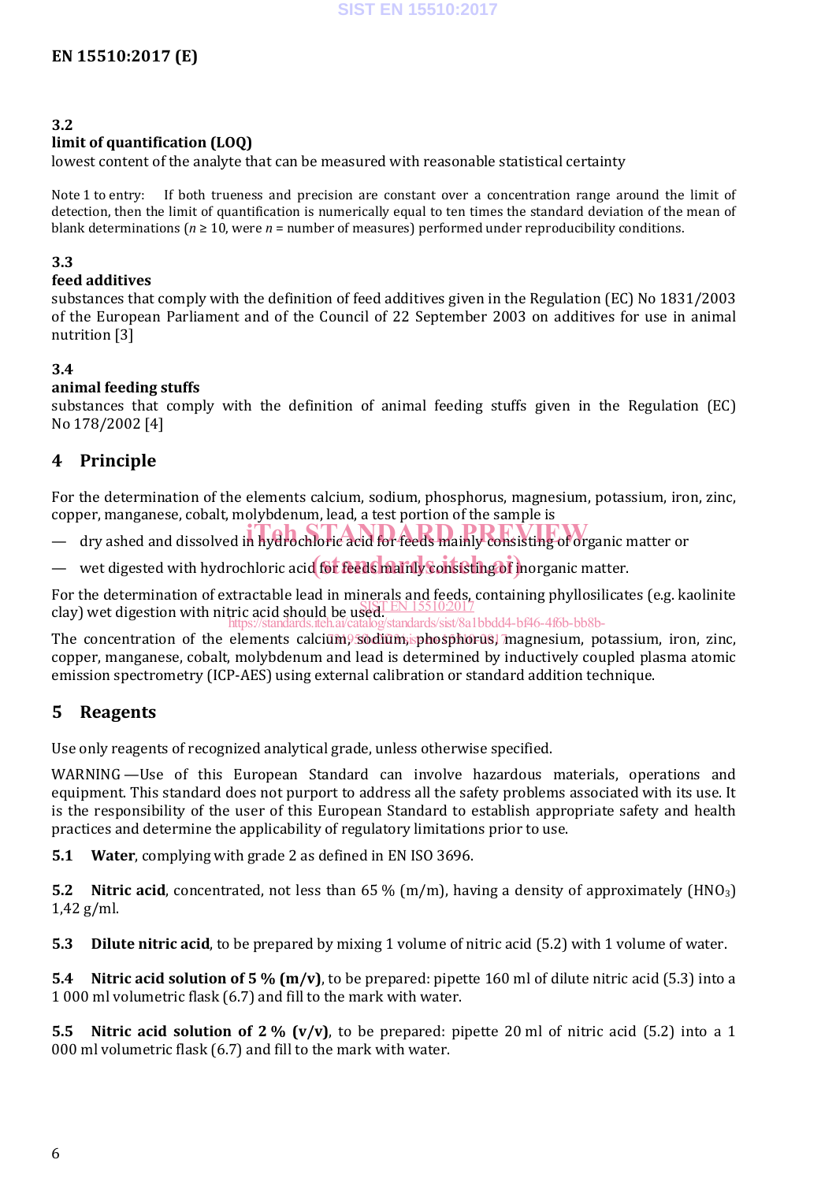### 3.2

**limit of quantification (LOQ)**

lowest content of the analyte that can be measured with reasonable statistical certainty

Note 1 to entry: If both trueness and precision are constant over a concentration range around the limit of detection, then the limit of quantification is numerically equal to ten times the standard deviation of the mean of blank determinations ($n \geq 10$, were $n$ = number of measures) performed under reproducibility conditions.

### 3.3

**feed additives**

substances that comply with the definition of feed additives given in the Regulation (EC) No 1831/2003 of the European Parliament and of the Council of 22 September 2003 on additives for use in animal nutrition [3]

### 3.4

**animal feeding stuffs**

substances that comply with the definition of animal feeding stuffs given in the Regulation (EC) No 178/2002 [4]

## 4 Principle

For the determination of the elements calcium, sodium, phosphorus, magnesium, potassium, iron, zinc, copper, manganese, cobalt, molybdenum, lead, a test portion of the sample is

— dry ashed and dissolved in hydrochloric acid for feeds mainly consisting of organic matter or

— wet digested with hydrochloric acid for feeds mainly consisting of inorganic matter.

For the determination of extractable lead in minerals and feeds, containing phyllosilicates (e.g. kaolinite clay) wet digestion with nitric acid should be used.

The concentration of the elements calcium, sodium, phosphorus, magnesium, potassium, iron, zinc, copper, manganese, cobalt, molybdenum and lead is determined by inductively coupled plasma atomic emission spectrometry (ICP-AES) using external calibration or standard addition technique.

## 5 Reagents

Use only reagents of recognized analytical grade, unless otherwise specified.

WARNING —Use of this European Standard can involve hazardous materials, operations and equipment. This standard does not purport to address all the safety problems associated with its use. It is the responsibility of the user of this European Standard to establish appropriate safety and health practices and determine the applicability of regulatory limitations prior to use.

**5.1 Water**, complying with grade 2 as defined in EN ISO 3696.

**5.2 Nitric acid**, concentrated, not less than 65 % (m/m), having a density of approximately ($HNO_3$) 1,42 g/ml.

**5.3 Dilute nitric acid**, to be prepared by mixing 1 volume of nitric acid (5.2) with 1 volume of water.

**5.4 Nitric acid solution of 5 % (m/v)**, to be prepared: pipette 160 ml of dilute nitric acid (5.3) into a 1 000 ml volumetric flask (6.7) and fill to the mark with water.

**5.5 Nitric acid solution of 2 % (v/v)**, to be prepared: pipette 20 ml of nitric acid (5.2) into a 1 000 ml volumetric flask (6.7) and fill to the mark with water.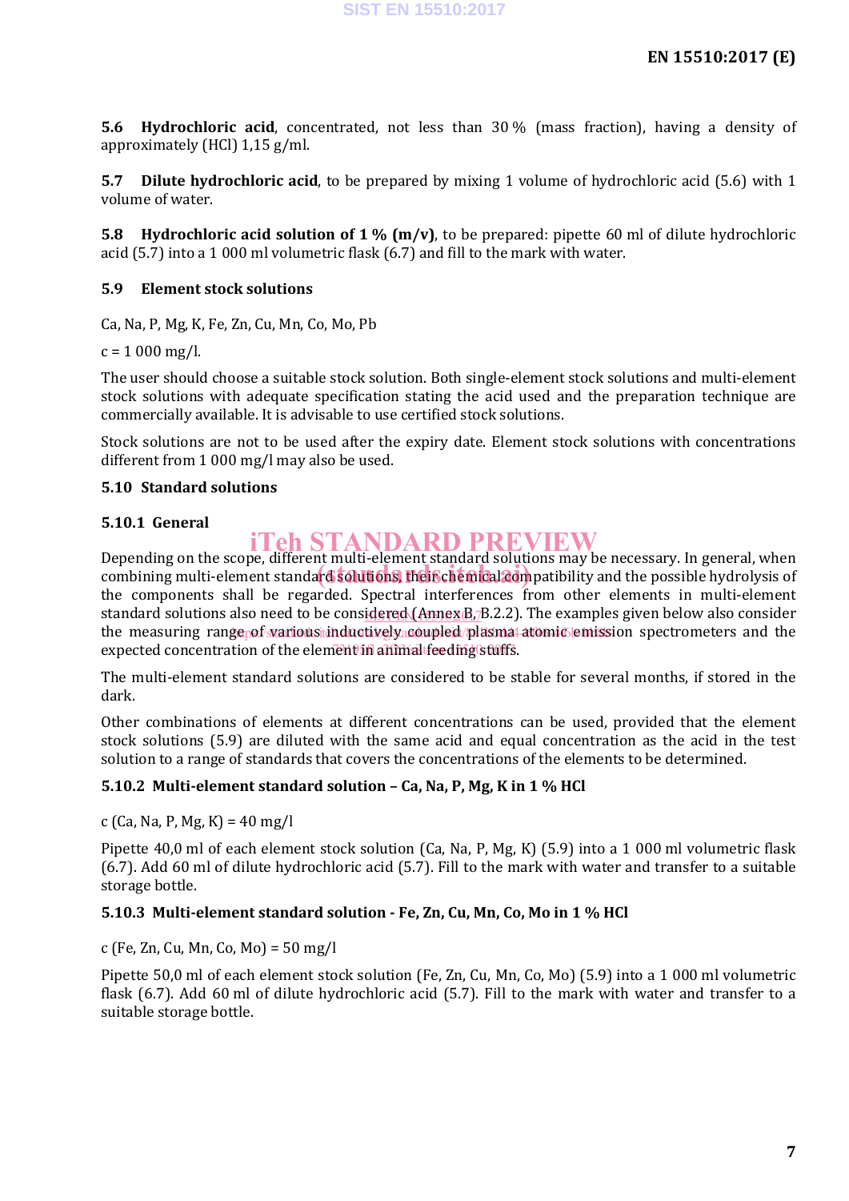**5.6 Hydrochloric acid**, concentrated, not less than 30 % (mass fraction), having a density of approximately (HCl) 1,15 g/ml.

**5.7 Dilute hydrochloric acid**, to be prepared by mixing 1 volume of hydrochloric acid (5.6) with 1 volume of water.

**5.8 Hydrochloric acid solution of 1 % (m/v)**, to be prepared: pipette 60 ml of dilute hydrochloric acid (5.7) into a 1 000 ml volumetric flask (6.7) and fill to the mark with water.

### 5.9 Element stock solutions

Ca, Na, P, Mg, K, Fe, Zn, Cu, Mn, Co, Mo, Pb

c = 1 000 mg/l.

The user should choose a suitable stock solution. Both single-element stock solutions and multi-element stock solutions with adequate specification stating the acid used and the preparation technique are commercially available. It is advisable to use certified stock solutions.

Stock solutions are not to be used after the expiry date. Element stock solutions with concentrations different from 1 000 mg/l may also be used.

### 5.10 Standard solutions

#### 5.10.1 General

Depending on the scope, different multi-element standard solutions may be necessary. In general, when combining multi-element standard solutions, their chemical compatibility and the possible hydrolysis of the components shall be regarded. Spectral interferences from other elements in multi-element standard solutions also need to be considered (Annex B, B.2.2). The examples given below also consider the measuring range of various inductively coupled plasma atomic emission spectrometers and the expected concentration of the element in animal feeding stuffs.

The multi-element standard solutions are considered to be stable for several months, if stored in the dark.

Other combinations of elements at different concentrations can be used, provided that the element stock solutions (5.9) are diluted with the same acid and equal concentration as the acid in the test solution to a range of standards that covers the concentrations of the elements to be determined.

#### 5.10.2 Multi-element standard solution – Ca, Na, P, Mg, K in 1 % HCl

c (Ca, Na, P, Mg, K) = 40 mg/l

Pipette 40,0 ml of each element stock solution (Ca, Na, P, Mg, K) (5.9) into a 1 000 ml volumetric flask (6.7). Add 60 ml of dilute hydrochloric acid (5.7). Fill to the mark with water and transfer to a suitable storage bottle.

#### 5.10.3 Multi-element standard solution - Fe, Zn, Cu, Mn, Co, Mo in 1 % HCl

c (Fe, Zn, Cu, Mn, Co, Mo) = 50 mg/l

Pipette 50,0 ml of each element stock solution (Fe, Zn, Cu, Mn, Co, Mo) (5.9) into a 1 000 ml volumetric flask (6.7). Add 60 ml of dilute hydrochloric acid (5.7). Fill to the mark with water and transfer to a suitable storage bottle.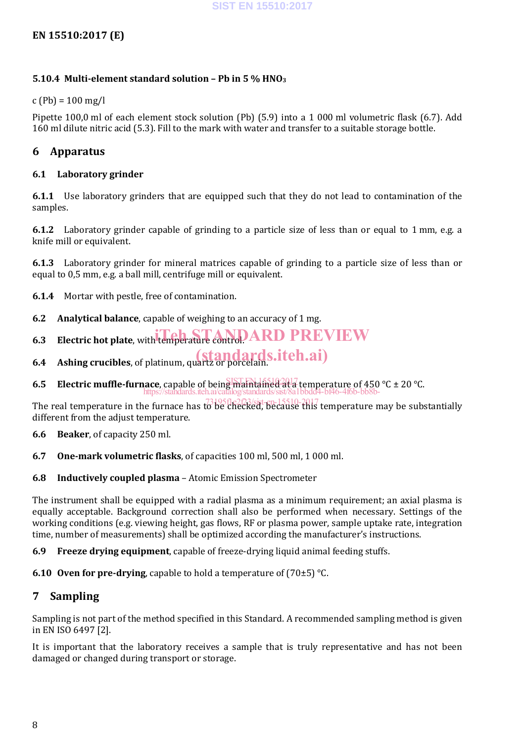### 5.10.4 Multi-element standard solution – Pb in 5 % $HNO_3$

c (Pb) = 100 mg/l

Pipette 100,0 ml of each element stock solution (Pb) (5.9) into a 1 000 ml volumetric flask (6.7). Add 160 ml dilute nitric acid (5.3). Fill to the mark with water and transfer to a suitable storage bottle.

## 6 Apparatus

### 6.1 Laboratory grinder

**6.1.1** Use laboratory grinders that are equipped such that they do not lead to contamination of the samples.

**6.1.2** Laboratory grinder capable of grinding to a particle size of less than or equal to 1 mm, e.g. a knife mill or equivalent.

**6.1.3** Laboratory grinder for mineral matrices capable of grinding to a particle size of less than or equal to 0,5 mm, e.g. a ball mill, centrifuge mill or equivalent.

**6.1.4** Mortar with pestle, free of contamination.

**6.2 Analytical balance**, capable of weighing to an accuracy of 1 mg.

**6.3 Electric hot plate**, with temperature control.

**6.4 Ashing crucibles**, of platinum, quartz or porcelain.

**6.5 Electric muffle-furnace**, capable of being maintained at a temperature of 450 °C ± 20 °C.

The real temperature in the furnace has to be checked, because this temperature may be substantially different from the adjust temperature.

**6.6 Beaker**, of capacity 250 ml.

**6.7 One-mark volumetric flasks**, of capacities 100 ml, 500 ml, 1 000 ml.

**6.8 Inductively coupled plasma** – Atomic Emission Spectrometer

The instrument shall be equipped with a radial plasma as a minimum requirement; an axial plasma is equally acceptable. Background correction shall also be performed when necessary. Settings of the working conditions (e.g. viewing height, gas flows, RF or plasma power, sample uptake rate, integration time, number of measurements) shall be optimized according the manufacturer's instructions.

**6.9 Freeze drying equipment**, capable of freeze-drying liquid animal feeding stuffs.

**6.10 Oven for pre-drying**, capable to hold a temperature of (70±5) °C.

## 7 Sampling

Sampling is not part of the method specified in this Standard. A recommended sampling method is given in EN ISO 6497 [2].

It is important that the laboratory receives a sample that is truly representative and has not been damaged or changed during transport or storage.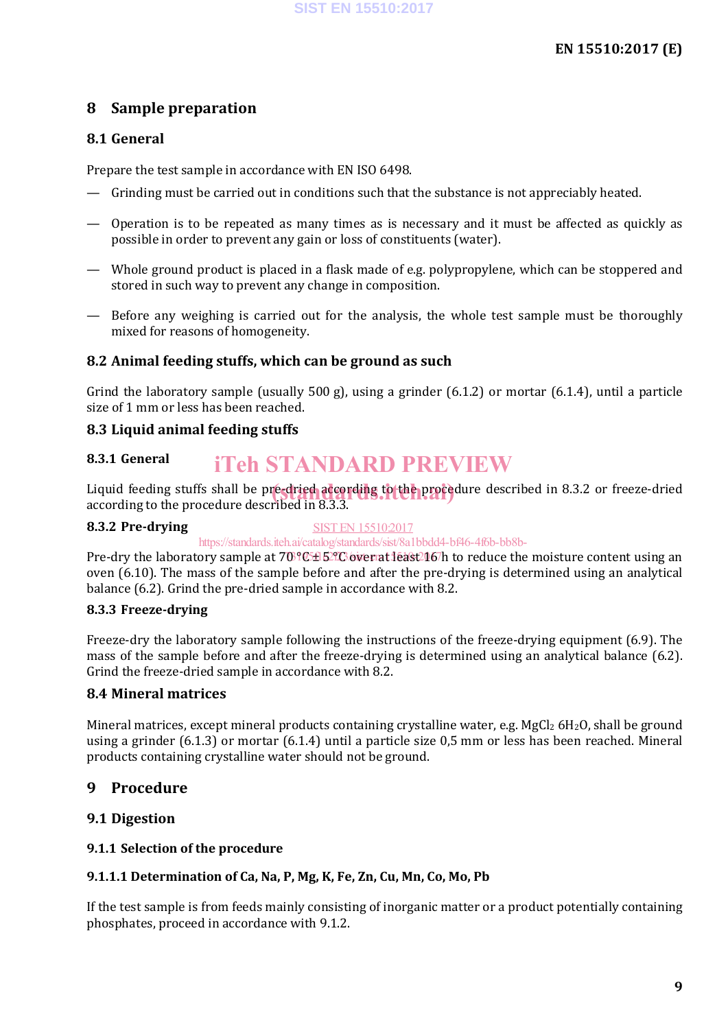## 8 Sample preparation

### 8.1 General

Prepare the test sample in accordance with EN ISO 6498.

- Grinding must be carried out in conditions such that the substance is not appreciably heated.
- Operation is to be repeated as many times as is necessary and it must be affected as quickly as possible in order to prevent any gain or loss of constituents (water).
- Whole ground product is placed in a flask made of e.g. polypropylene, which can be stoppered and stored in such way to prevent any change in composition.
- Before any weighing is carried out for the analysis, the whole test sample must be thoroughly mixed for reasons of homogeneity.

### 8.2 Animal feeding stuffs, which can be ground as such

Grind the laboratory sample (usually 500 g), using a grinder (6.1.2) or mortar (6.1.4), until a particle size of 1 mm or less has been reached.

### 8.3 Liquid animal feeding stuffs

#### 8.3.1 General

Liquid feeding stuffs shall be pre-dried according to the procedure described in 8.3.2 or freeze-dried according to the procedure described in 8.3.3.

#### 8.3.2 Pre-drying

Pre-dry the laboratory sample at 70 °C ± 5 °C over at least 16 h to reduce the moisture content using an oven (6.10). The mass of the sample before and after the pre-drying is determined using an analytical balance (6.2). Grind the pre-dried sample in accordance with 8.2.

#### 8.3.3 Freeze-drying

Freeze-dry the laboratory sample following the instructions of the freeze-drying equipment (6.9). The mass of the sample before and after the freeze-drying is determined using an analytical balance (6.2). Grind the freeze-dried sample in accordance with 8.2.

### 8.4 Mineral matrices

Mineral matrices, except mineral products containing crystalline water, e.g. $MgCl_2$ $6H_2O$, shall be ground using a grinder (6.1.3) or mortar (6.1.4) until a particle size 0,5 mm or less has been reached. Mineral products containing crystalline water should not be ground.

## 9 Procedure

### 9.1 Digestion

#### 9.1.1 Selection of the procedure

##### 9.1.1.1 Determination of Ca, Na, P, Mg, K, Fe, Zn, Cu, Mn, Co, Mo, Pb

If the test sample is from feeds mainly consisting of inorganic matter or a product potentially containing phosphates, proceed in accordance with 9.1.2.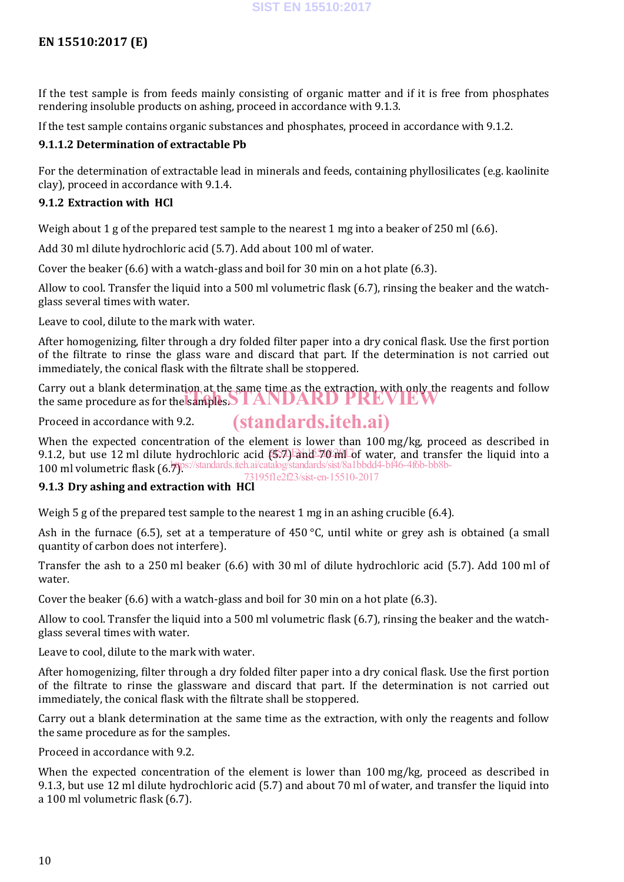If the test sample is from feeds mainly consisting of organic matter and if it is free from phosphates rendering insoluble products on ashing, proceed in accordance with 9.1.3.

If the test sample contains organic substances and phosphates, proceed in accordance with 9.1.2.

#### 9.1.1.2 Determination of extractable Pb

For the determination of extractable lead in minerals and feeds, containing phyllosilicates (e.g. kaolinite clay), proceed in accordance with 9.1.4.

### 9.1.2 Extraction with HCl

Weigh about 1 g of the prepared test sample to the nearest 1 mg into a beaker of 250 ml (6.6).

Add 30 ml dilute hydrochloric acid (5.7). Add about 100 ml of water.

Cover the beaker (6.6) with a watch-glass and boil for 30 min on a hot plate (6.3).

Allow to cool. Transfer the liquid into a 500 ml volumetric flask (6.7), rinsing the beaker and the watch-glass several times with water.

Leave to cool, dilute to the mark with water.

After homogenizing, filter through a dry folded filter paper into a dry conical flask. Use the first portion of the filtrate to rinse the glass ware and discard that part. If the determination is not carried out immediately, the conical flask with the filtrate shall be stoppered.

Carry out a blank determination at the same time as the extraction, with only the reagents and follow the same procedure as for the samples.

Proceed in accordance with 9.2.

When the expected concentration of the element is lower than 100 mg/kg, proceed as described in 9.1.2, but use 12 ml dilute hydrochloric acid (5.7) and 70 ml of water, and transfer the liquid into a 100 ml volumetric flask (6.7).

### 9.1.3 Dry ashing and extraction with HCl

Weigh 5 g of the prepared test sample to the nearest 1 mg in an ashing crucible (6.4).

Ash in the furnace (6.5), set at a temperature of 450 °C, until white or grey ash is obtained (a small quantity of carbon does not interfere).

Transfer the ash to a 250 ml beaker (6.6) with 30 ml of dilute hydrochloric acid (5.7). Add 100 ml of water.

Cover the beaker (6.6) with a watch-glass and boil for 30 min on a hot plate (6.3).

Allow to cool. Transfer the liquid into a 500 ml volumetric flask (6.7), rinsing the beaker and the watch-glass several times with water.

Leave to cool, dilute to the mark with water.

After homogenizing, filter through a dry folded filter paper into a dry conical flask. Use the first portion of the filtrate to rinse the glassware and discard that part. If the determination is not carried out immediately, the conical flask with the filtrate shall be stoppered.

Carry out a blank determination at the same time as the extraction, with only the reagents and follow the same procedure as for the samples.

Proceed in accordance with 9.2.

When the expected concentration of the element is lower than 100 mg/kg, proceed as described in 9.1.3, but use 12 ml dilute hydrochloric acid (5.7) and about 70 ml of water, and transfer the liquid into a 100 ml volumetric flask (6.7).